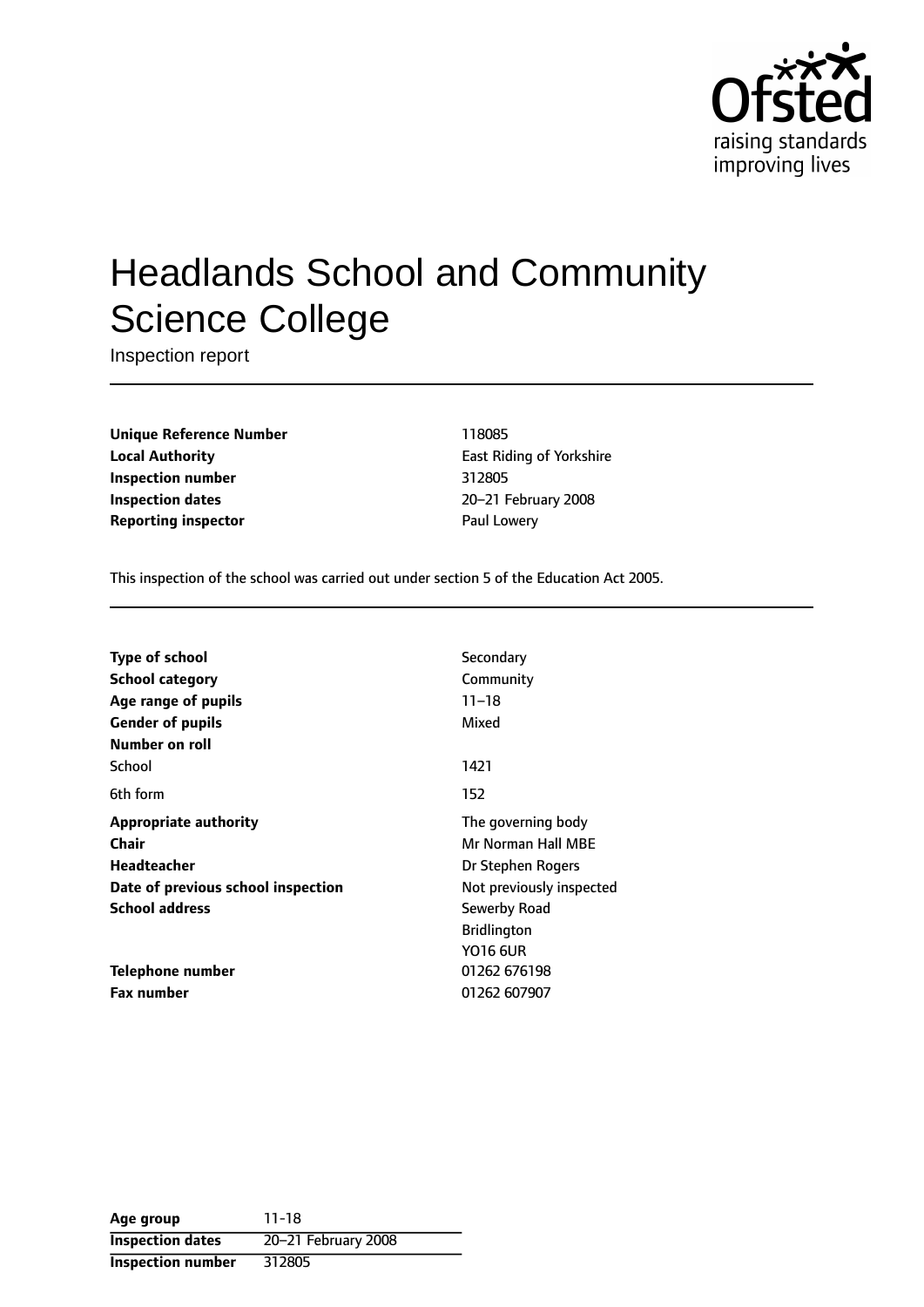# Headlands School and Community Science College

Inspection report

| | |
|---|---|
| **Unique Reference Number** | 118085 |
| **Local Authority** | East Riding of Yorkshire |
| **Inspection number** | 312805 |
| **Inspection dates** | 20–21 February 2008 |
| **Reporting inspector** | Paul Lowery |

This inspection of the school was carried out under section 5 of the Education Act 2005.

| | |
|---|---|
| **Type of school** | Secondary |
| **School category** | Community |
| **Age range of pupils** | 11–18 |
| **Gender of pupils** | Mixed |
| **Number on roll** | |
| School | 1421 |
| 6th form | 152 |
| **Appropriate authority** | The governing body |
| **Chair** | Mr Norman Hall MBE |
| **Headteacher** | Dr Stephen Rogers |
| **Date of previous school inspection** | Not previously inspected |
| **School address** | Sewerby Road<br>Bridlington<br>YO16 6UR |
| **Telephone number** | 01262 676198 |
| **Fax number** | 01262 607907 |

| | |
|---|---|
| **Age group** | 11-18 |
| **Inspection dates** | 20–21 February 2008 |
| **Inspection number** | 312805 |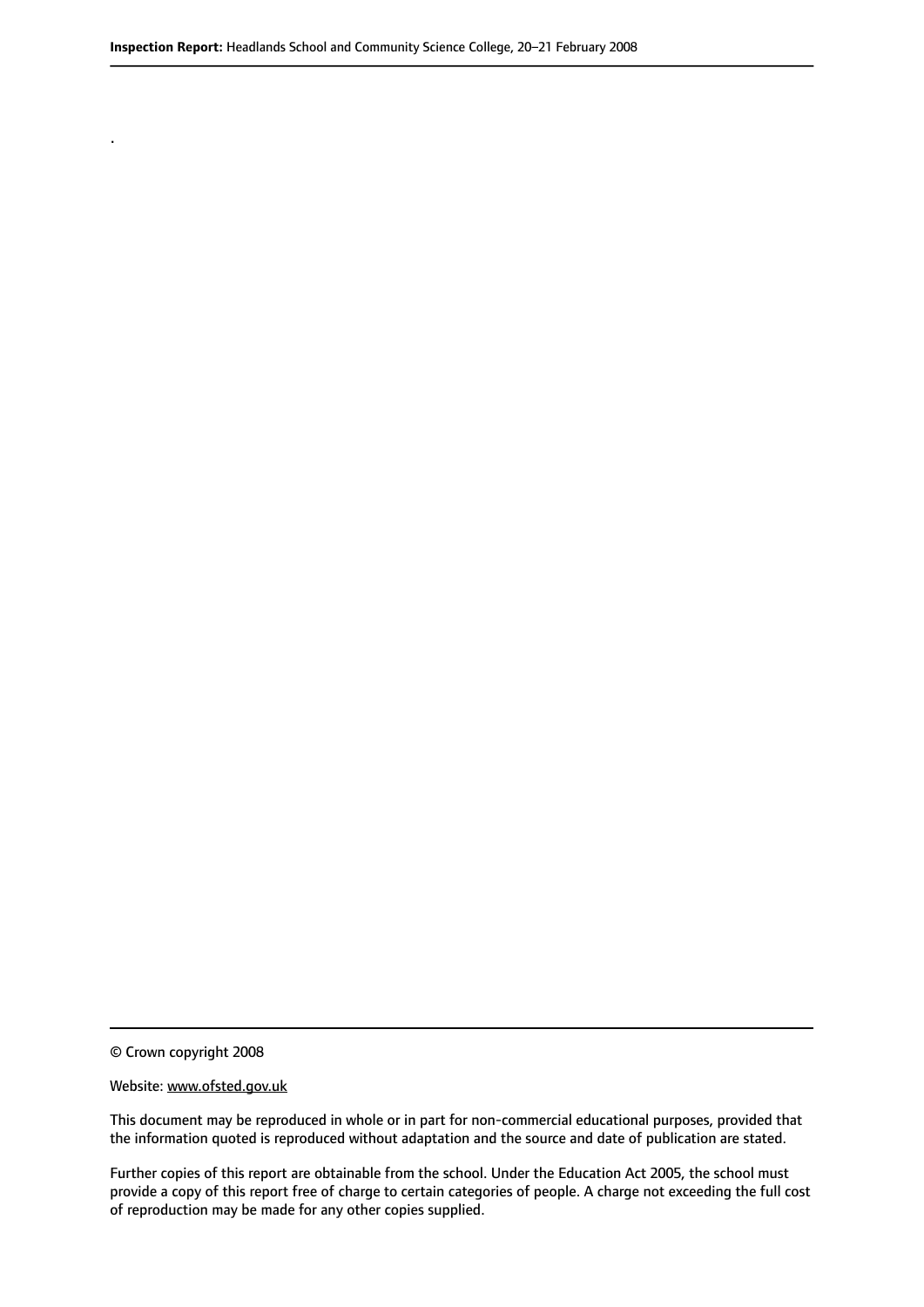.

© Crown copyright 2008

Website: www.ofsted.gov.uk

This document may be reproduced in whole or in part for non-commercial educational purposes, provided that the information quoted is reproduced without adaptation and the source and date of publication are stated.

Further copies of this report are obtainable from the school. Under the Education Act 2005, the school must provide a copy of this report free of charge to certain categories of people. A charge not exceeding the full cost of reproduction may be made for any other copies supplied.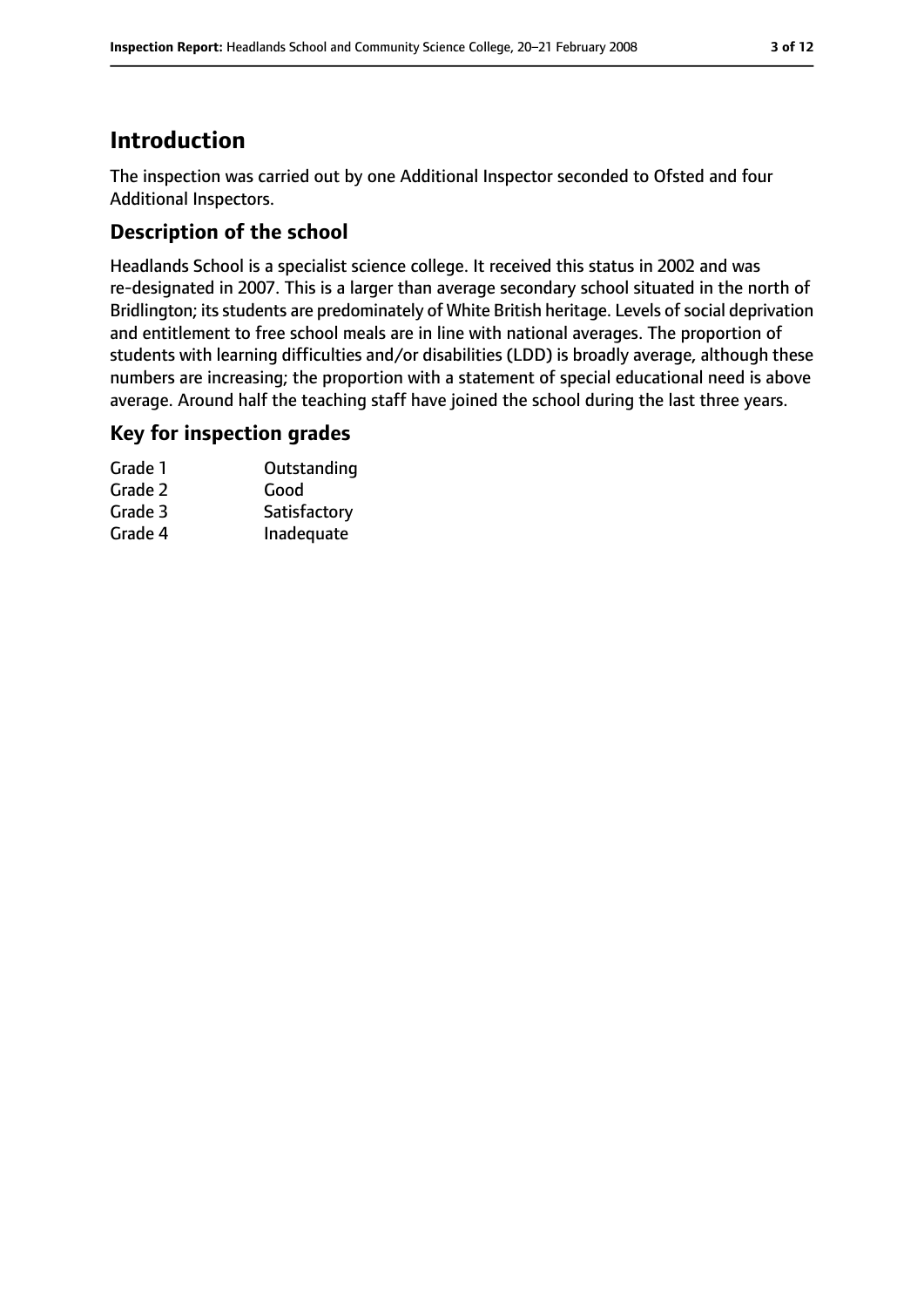# Introduction

The inspection was carried out by one Additional Inspector seconded to Ofsted and four Additional Inspectors.

## Description of the school

Headlands School is a specialist science college. It received this status in 2002 and was re-designated in 2007. This is a larger than average secondary school situated in the north of Bridlington; its students are predominately of White British heritage. Levels of social deprivation and entitlement to free school meals are in line with national averages. The proportion of students with learning difficulties and/or disabilities (LDD) is broadly average, although these numbers are increasing; the proportion with a statement of special educational need is above average. Around half the teaching staff have joined the school during the last three years.

## Key for inspection grades

| | |
|---|---|
| Grade 1 | Outstanding |
| Grade 2 | Good |
| Grade 3 | Satisfactory |
| Grade 4 | Inadequate |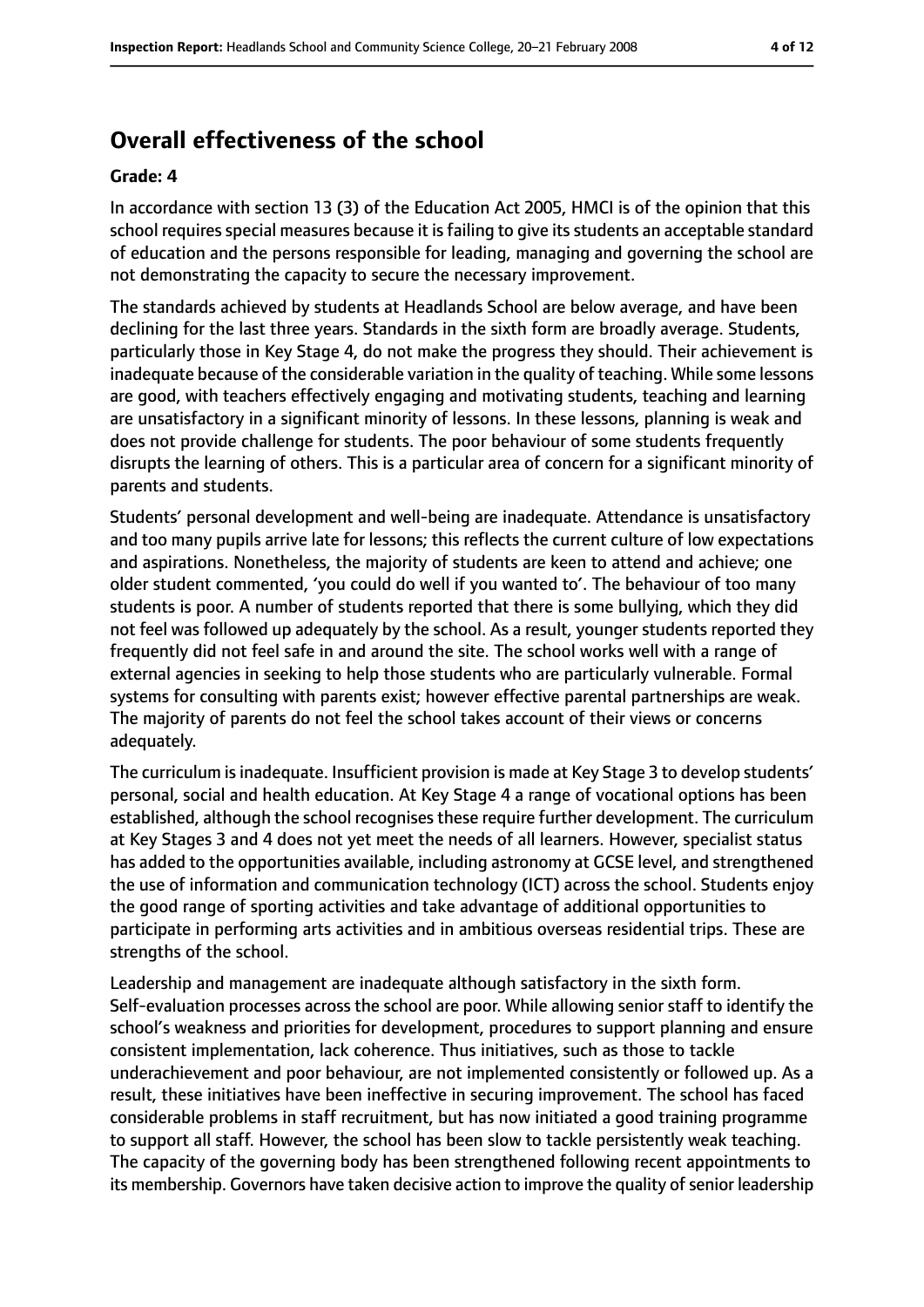## Overall effectiveness of the school

**Grade: 4**

In accordance with section 13 (3) of the Education Act 2005, HMCI is of the opinion that this school requires special measures because it is failing to give its students an acceptable standard of education and the persons responsible for leading, managing and governing the school are not demonstrating the capacity to secure the necessary improvement.

The standards achieved by students at Headlands School are below average, and have been declining for the last three years. Standards in the sixth form are broadly average. Students, particularly those in Key Stage 4, do not make the progress they should. Their achievement is inadequate because of the considerable variation in the quality of teaching. While some lessons are good, with teachers effectively engaging and motivating students, teaching and learning are unsatisfactory in a significant minority of lessons. In these lessons, planning is weak and does not provide challenge for students. The poor behaviour of some students frequently disrupts the learning of others. This is a particular area of concern for a significant minority of parents and students.

Students' personal development and well-being are inadequate. Attendance is unsatisfactory and too many pupils arrive late for lessons; this reflects the current culture of low expectations and aspirations. Nonetheless, the majority of students are keen to attend and achieve; one older student commented, 'you could do well if you wanted to'. The behaviour of too many students is poor. A number of students reported that there is some bullying, which they did not feel was followed up adequately by the school. As a result, younger students reported they frequently did not feel safe in and around the site. The school works well with a range of external agencies in seeking to help those students who are particularly vulnerable. Formal systems for consulting with parents exist; however effective parental partnerships are weak. The majority of parents do not feel the school takes account of their views or concerns adequately.

The curriculum is inadequate. Insufficient provision is made at Key Stage 3 to develop students' personal, social and health education. At Key Stage 4 a range of vocational options has been established, although the school recognises these require further development. The curriculum at Key Stages 3 and 4 does not yet meet the needs of all learners. However, specialist status has added to the opportunities available, including astronomy at GCSE level, and strengthened the use of information and communication technology (ICT) across the school. Students enjoy the good range of sporting activities and take advantage of additional opportunities to participate in performing arts activities and in ambitious overseas residential trips. These are strengths of the school.

Leadership and management are inadequate although satisfactory in the sixth form. Self-evaluation processes across the school are poor. While allowing senior staff to identify the school's weakness and priorities for development, procedures to support planning and ensure consistent implementation, lack coherence. Thus initiatives, such as those to tackle underachievement and poor behaviour, are not implemented consistently or followed up. As a result, these initiatives have been ineffective in securing improvement. The school has faced considerable problems in staff recruitment, but has now initiated a good training programme to support all staff. However, the school has been slow to tackle persistently weak teaching. The capacity of the governing body has been strengthened following recent appointments to its membership. Governors have taken decisive action to improve the quality of senior leadership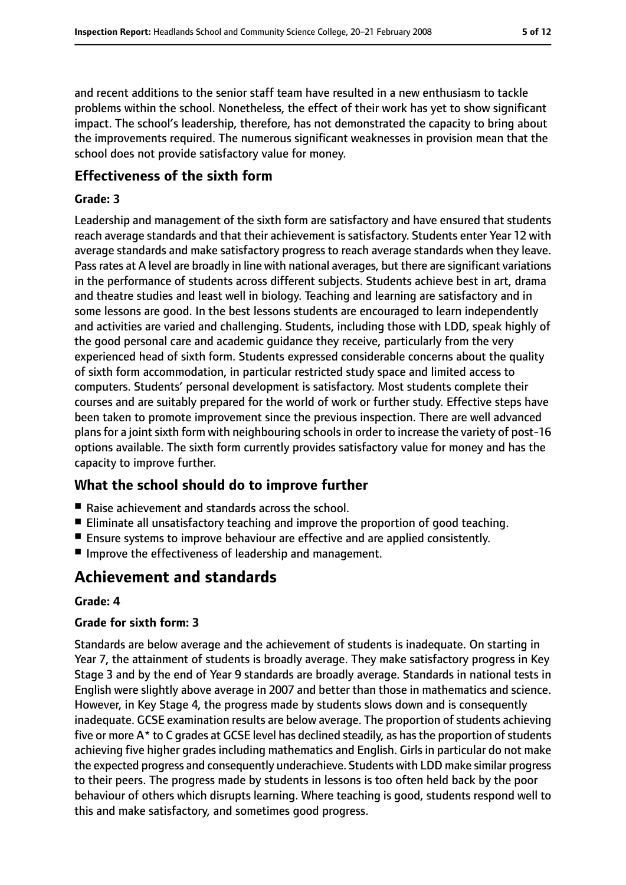and recent additions to the senior staff team have resulted in a new enthusiasm to tackle problems within the school. Nonetheless, the effect of their work has yet to show significant impact. The school's leadership, therefore, has not demonstrated the capacity to bring about the improvements required. The numerous significant weaknesses in provision mean that the school does not provide satisfactory value for money.

### Effectiveness of the sixth form

#### Grade: 3

Leadership and management of the sixth form are satisfactory and have ensured that students reach average standards and that their achievement is satisfactory. Students enter Year 12 with average standards and make satisfactory progress to reach average standards when they leave. Pass rates at A level are broadly in line with national averages, but there are significant variations in the performance of students across different subjects. Students achieve best in art, drama and theatre studies and least well in biology. Teaching and learning are satisfactory and in some lessons are good. In the best lessons students are encouraged to learn independently and activities are varied and challenging. Students, including those with LDD, speak highly of the good personal care and academic guidance they receive, particularly from the very experienced head of sixth form. Students expressed considerable concerns about the quality of sixth form accommodation, in particular restricted study space and limited access to computers. Students' personal development is satisfactory. Most students complete their courses and are suitably prepared for the world of work or further study. Effective steps have been taken to promote improvement since the previous inspection. There are well advanced plans for a joint sixth form with neighbouring schools in order to increase the variety of post-16 options available. The sixth form currently provides satisfactory value for money and has the capacity to improve further.

### What the school should do to improve further

- Raise achievement and standards across the school.
- Eliminate all unsatisfactory teaching and improve the proportion of good teaching.
- Ensure systems to improve behaviour are effective and are applied consistently.
- Improve the effectiveness of leadership and management.

## Achievement and standards

#### Grade: 4

#### Grade for sixth form: 3

Standards are below average and the achievement of students is inadequate. On starting in Year 7, the attainment of students is broadly average. They make satisfactory progress in Key Stage 3 and by the end of Year 9 standards are broadly average. Standards in national tests in English were slightly above average in 2007 and better than those in mathematics and science. However, in Key Stage 4, the progress made by students slows down and is consequently inadequate. GCSE examination results are below average. The proportion of students achieving five or more A* to C grades at GCSE level has declined steadily, as has the proportion of students achieving five higher grades including mathematics and English. Girls in particular do not make the expected progress and consequently underachieve. Students with LDD make similar progress to their peers. The progress made by students in lessons is too often held back by the poor behaviour of others which disrupts learning. Where teaching is good, students respond well to this and make satisfactory, and sometimes good progress.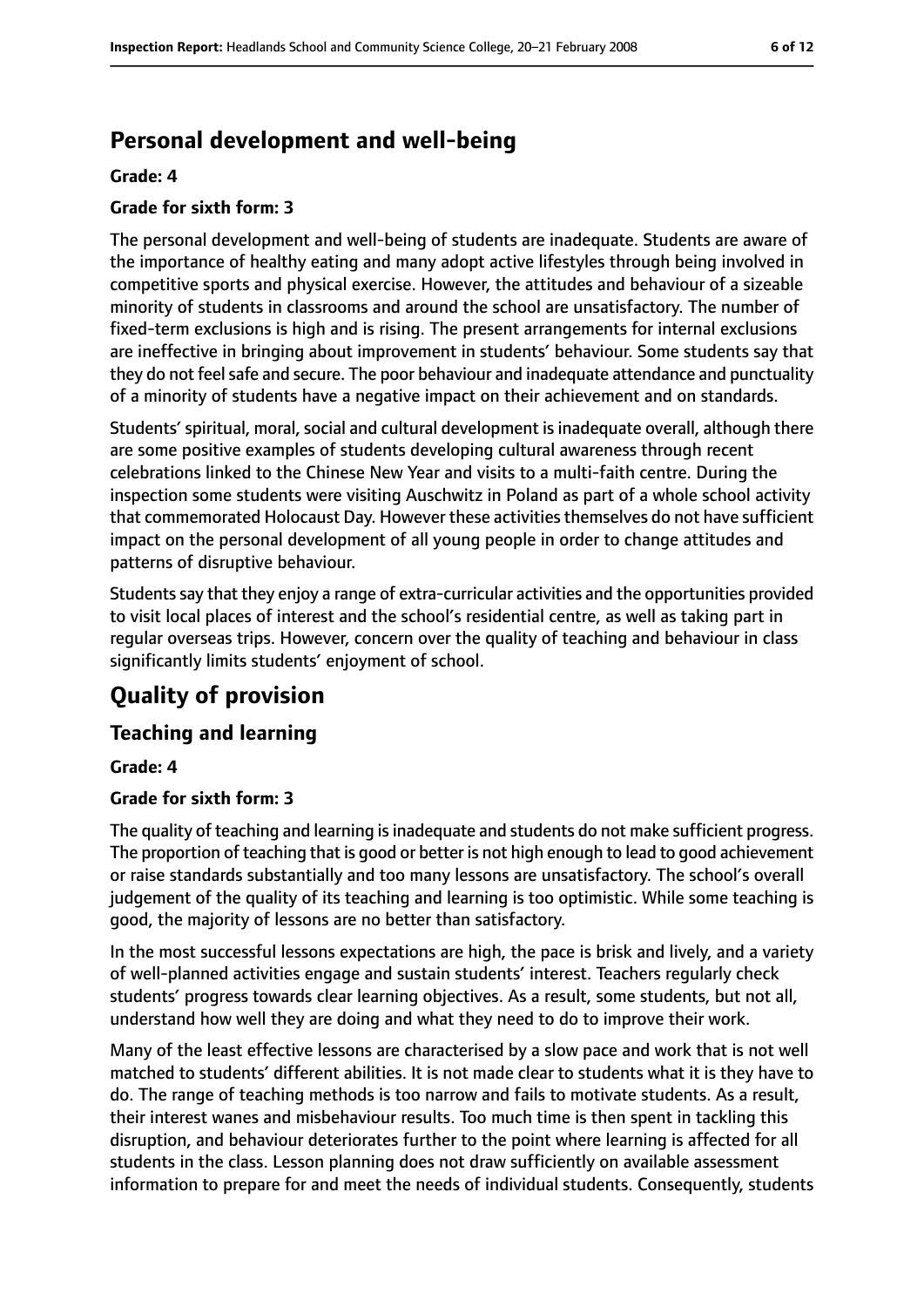## Personal development and well-being

**Grade: 4**

**Grade for sixth form: 3**

The personal development and well-being of students are inadequate. Students are aware of the importance of healthy eating and many adopt active lifestyles through being involved in competitive sports and physical exercise. However, the attitudes and behaviour of a sizeable minority of students in classrooms and around the school are unsatisfactory. The number of fixed-term exclusions is high and is rising. The present arrangements for internal exclusions are ineffective in bringing about improvement in students' behaviour. Some students say that they do not feel safe and secure. The poor behaviour and inadequate attendance and punctuality of a minority of students have a negative impact on their achievement and on standards.

Students' spiritual, moral, social and cultural development is inadequate overall, although there are some positive examples of students developing cultural awareness through recent celebrations linked to the Chinese New Year and visits to a multi-faith centre. During the inspection some students were visiting Auschwitz in Poland as part of a whole school activity that commemorated Holocaust Day. However these activities themselves do not have sufficient impact on the personal development of all young people in order to change attitudes and patterns of disruptive behaviour.

Students say that they enjoy a range of extra-curricular activities and the opportunities provided to visit local places of interest and the school's residential centre, as well as taking part in regular overseas trips. However, concern over the quality of teaching and behaviour in class significantly limits students' enjoyment of school.

# Quality of provision

## Teaching and learning

**Grade: 4**

**Grade for sixth form: 3**

The quality of teaching and learning is inadequate and students do not make sufficient progress. The proportion of teaching that is good or better is not high enough to lead to good achievement or raise standards substantially and too many lessons are unsatisfactory. The school's overall judgement of the quality of its teaching and learning is too optimistic. While some teaching is good, the majority of lessons are no better than satisfactory.

In the most successful lessons expectations are high, the pace is brisk and lively, and a variety of well-planned activities engage and sustain students' interest. Teachers regularly check students' progress towards clear learning objectives. As a result, some students, but not all, understand how well they are doing and what they need to do to improve their work.

Many of the least effective lessons are characterised by a slow pace and work that is not well matched to students' different abilities. It is not made clear to students what it is they have to do. The range of teaching methods is too narrow and fails to motivate students. As a result, their interest wanes and misbehaviour results. Too much time is then spent in tackling this disruption, and behaviour deteriorates further to the point where learning is affected for all students in the class. Lesson planning does not draw sufficiently on available assessment information to prepare for and meet the needs of individual students. Consequently, students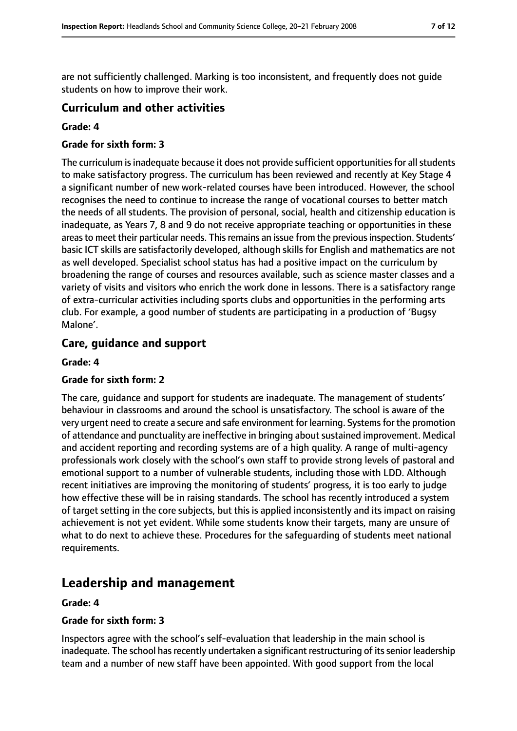are not sufficiently challenged. Marking is too inconsistent, and frequently does not guide students on how to improve their work.

### Curriculum and other activities

**Grade: 4**

**Grade for sixth form: 3**

The curriculum is inadequate because it does not provide sufficient opportunities for all students to make satisfactory progress. The curriculum has been reviewed and recently at Key Stage 4 a significant number of new work-related courses have been introduced. However, the school recognises the need to continue to increase the range of vocational courses to better match the needs of all students. The provision of personal, social, health and citizenship education is inadequate, as Years 7, 8 and 9 do not receive appropriate teaching or opportunities in these areas to meet their particular needs. This remains an issue from the previous inspection. Students' basic ICT skills are satisfactorily developed, although skills for English and mathematics are not as well developed. Specialist school status has had a positive impact on the curriculum by broadening the range of courses and resources available, such as science master classes and a variety of visits and visitors who enrich the work done in lessons. There is a satisfactory range of extra-curricular activities including sports clubs and opportunities in the performing arts club. For example, a good number of students are participating in a production of 'Bugsy Malone'.

### Care, guidance and support

**Grade: 4**

**Grade for sixth form: 2**

The care, guidance and support for students are inadequate. The management of students' behaviour in classrooms and around the school is unsatisfactory. The school is aware of the very urgent need to create a secure and safe environment for learning. Systems for the promotion of attendance and punctuality are ineffective in bringing about sustained improvement. Medical and accident reporting and recording systems are of a high quality. A range of multi-agency professionals work closely with the school's own staff to provide strong levels of pastoral and emotional support to a number of vulnerable students, including those with LDD. Although recent initiatives are improving the monitoring of students' progress, it is too early to judge how effective these will be in raising standards. The school has recently introduced a system of target setting in the core subjects, but this is applied inconsistently and its impact on raising achievement is not yet evident. While some students know their targets, many are unsure of what to do next to achieve these. Procedures for the safeguarding of students meet national requirements.

## Leadership and management

**Grade: 4**

**Grade for sixth form: 3**

Inspectors agree with the school's self-evaluation that leadership in the main school is inadequate. The school has recently undertaken a significant restructuring of its senior leadership team and a number of new staff have been appointed. With good support from the local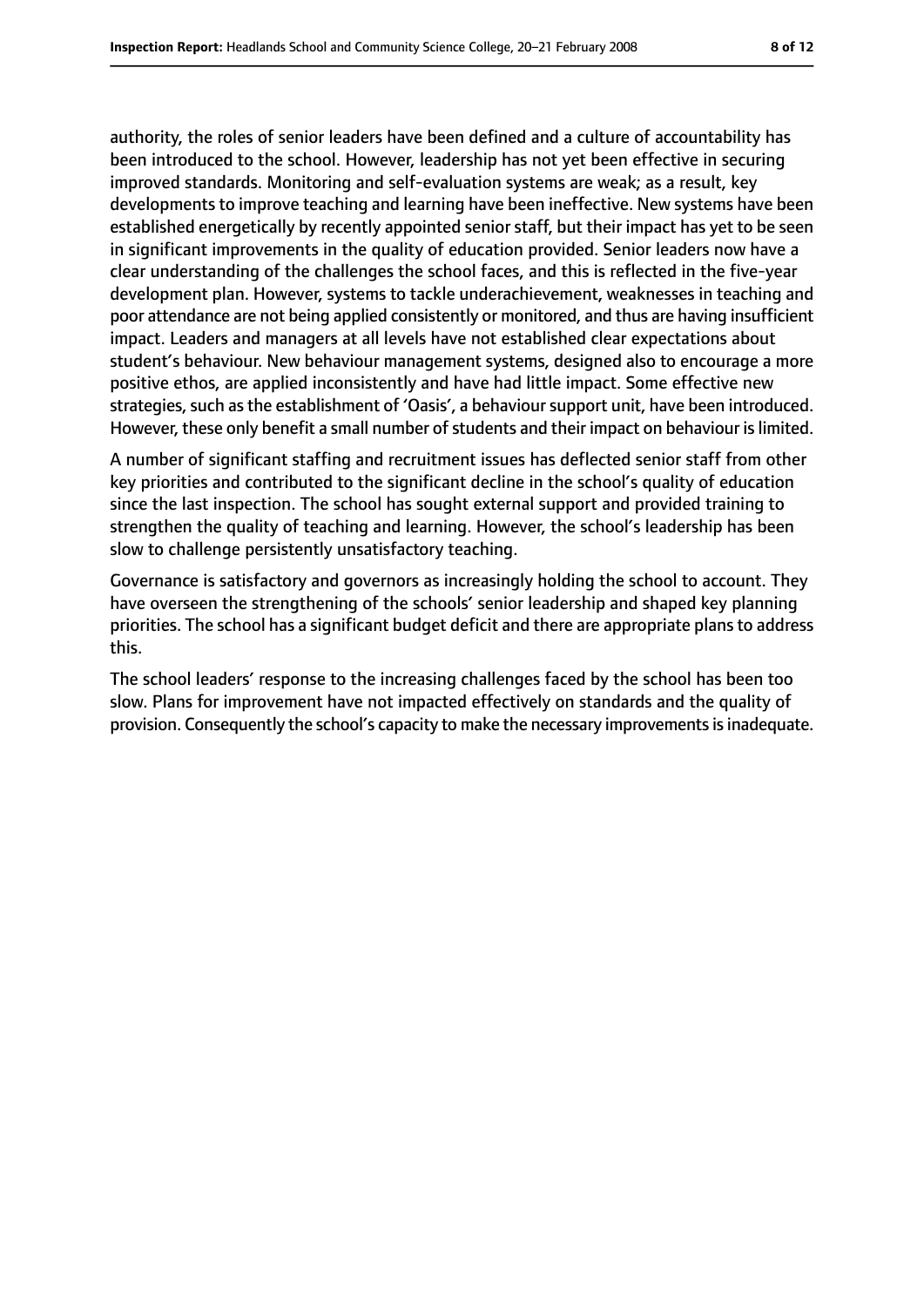authority, the roles of senior leaders have been defined and a culture of accountability has been introduced to the school. However, leadership has not yet been effective in securing improved standards. Monitoring and self-evaluation systems are weak; as a result, key developments to improve teaching and learning have been ineffective. New systems have been established energetically by recently appointed senior staff, but their impact has yet to be seen in significant improvements in the quality of education provided. Senior leaders now have a clear understanding of the challenges the school faces, and this is reflected in the five-year development plan. However, systems to tackle underachievement, weaknesses in teaching and poor attendance are not being applied consistently or monitored, and thus are having insufficient impact. Leaders and managers at all levels have not established clear expectations about student's behaviour. New behaviour management systems, designed also to encourage a more positive ethos, are applied inconsistently and have had little impact. Some effective new strategies, such as the establishment of 'Oasis', a behaviour support unit, have been introduced. However, these only benefit a small number of students and their impact on behaviour is limited.

A number of significant staffing and recruitment issues has deflected senior staff from other key priorities and contributed to the significant decline in the school's quality of education since the last inspection. The school has sought external support and provided training to strengthen the quality of teaching and learning. However, the school's leadership has been slow to challenge persistently unsatisfactory teaching.

Governance is satisfactory and governors as increasingly holding the school to account. They have overseen the strengthening of the schools' senior leadership and shaped key planning priorities. The school has a significant budget deficit and there are appropriate plans to address this.

The school leaders' response to the increasing challenges faced by the school has been too slow. Plans for improvement have not impacted effectively on standards and the quality of provision. Consequently the school's capacity to make the necessary improvements is inadequate.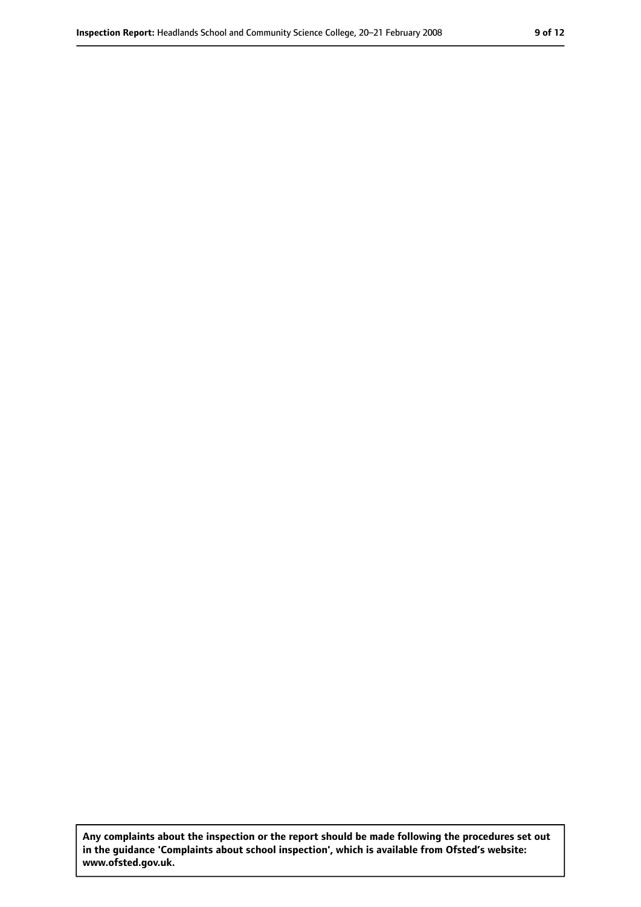**Any complaints about the inspection or the report should be made following the procedures set out in the guidance 'Complaints about school inspection', which is available from Ofsted's website: www.ofsted.gov.uk.**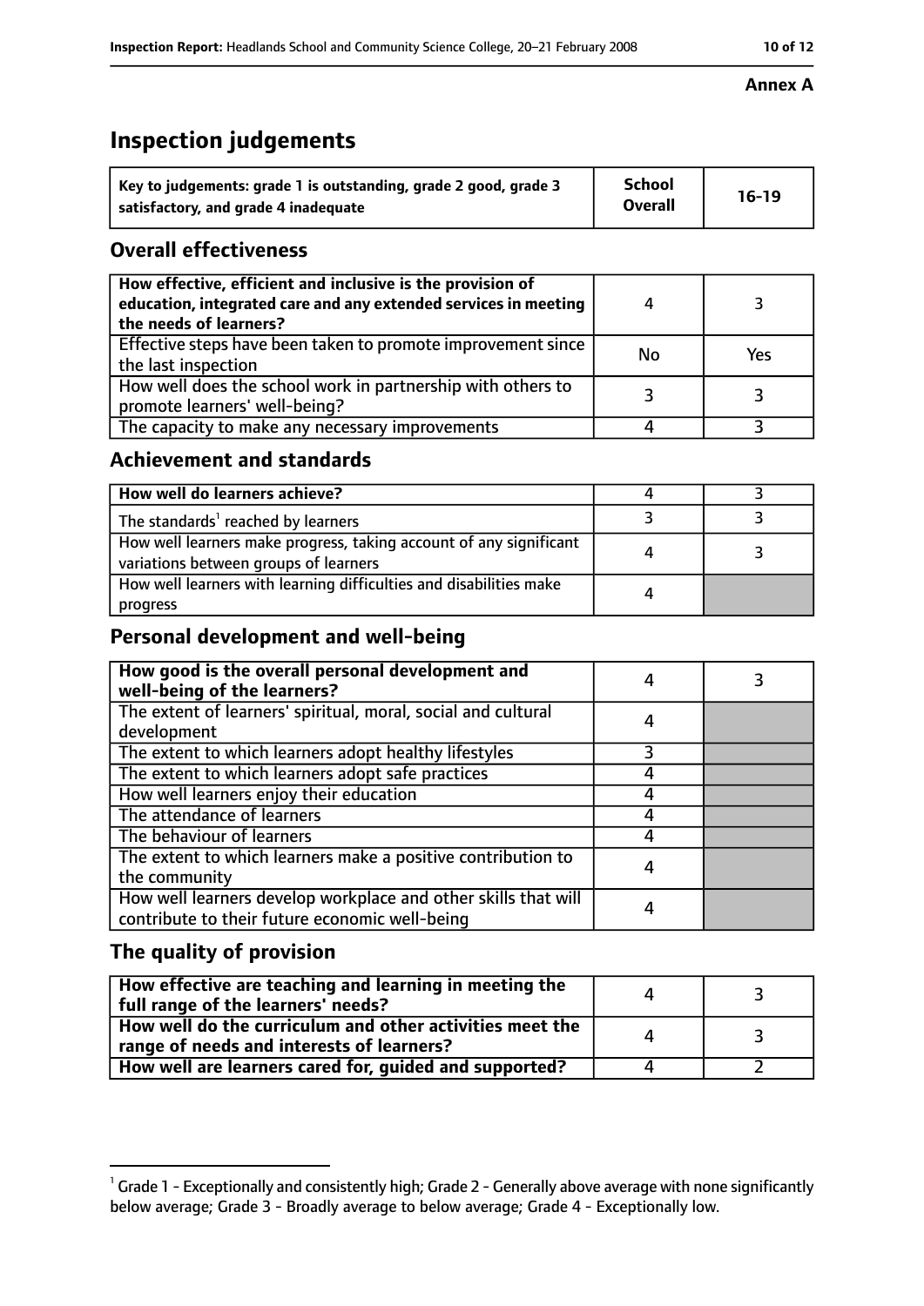**Annex A**

# Inspection judgements

| Key to judgements: grade 1 is outstanding, grade 2 good, grade 3 satisfactory, and grade 4 inadequate | School Overall | 16-19 |
|---|---|---|

## Overall effectiveness

| | | |
|---|---|---|
| How effective, efficient and inclusive is the provision of education, integrated care and any extended services in meeting the needs of learners? | 4 | 3 |
| Effective steps have been taken to promote improvement since the last inspection | No | Yes |
| How well does the school work in partnership with others to promote learners' well-being? | 3 | 3 |
| The capacity to make any necessary improvements | 4 | 3 |

## Achievement and standards

| | | |
|---|---|---|
| How well do learners achieve? | 4 | 3 |
| The standards[1] reached by learners | 3 | 3 |
| How well learners make progress, taking account of any significant variations between groups of learners | 4 | 3 |
| How well learners with learning difficulties and disabilities make progress | 4 | |

## Personal development and well-being

| | | |
|---|---|---|
| How good is the overall personal development and well-being of the learners? | 4 | 3 |
| The extent of learners' spiritual, moral, social and cultural development | 4 | |
| The extent to which learners adopt healthy lifestyles | 3 | |
| The extent to which learners adopt safe practices | 4 | |
| How well learners enjoy their education | 4 | |
| The attendance of learners | 4 | |
| The behaviour of learners | 4 | |
| The extent to which learners make a positive contribution to the community | 4 | |
| How well learners develop workplace and other skills that will contribute to their future economic well-being | 4 | |

## The quality of provision

| | | |
|---|---|---|
| How effective are teaching and learning in meeting the full range of the learners' needs? | 4 | 3 |
| How well do the curriculum and other activities meet the range of needs and interests of learners? | 4 | 3 |
| How well are learners cared for, guided and supported? | 4 | 2 |

[1] Grade 1 - Exceptionally and consistently high; Grade 2 - Generally above average with none significantly below average; Grade 3 - Broadly average to below average; Grade 4 - Exceptionally low.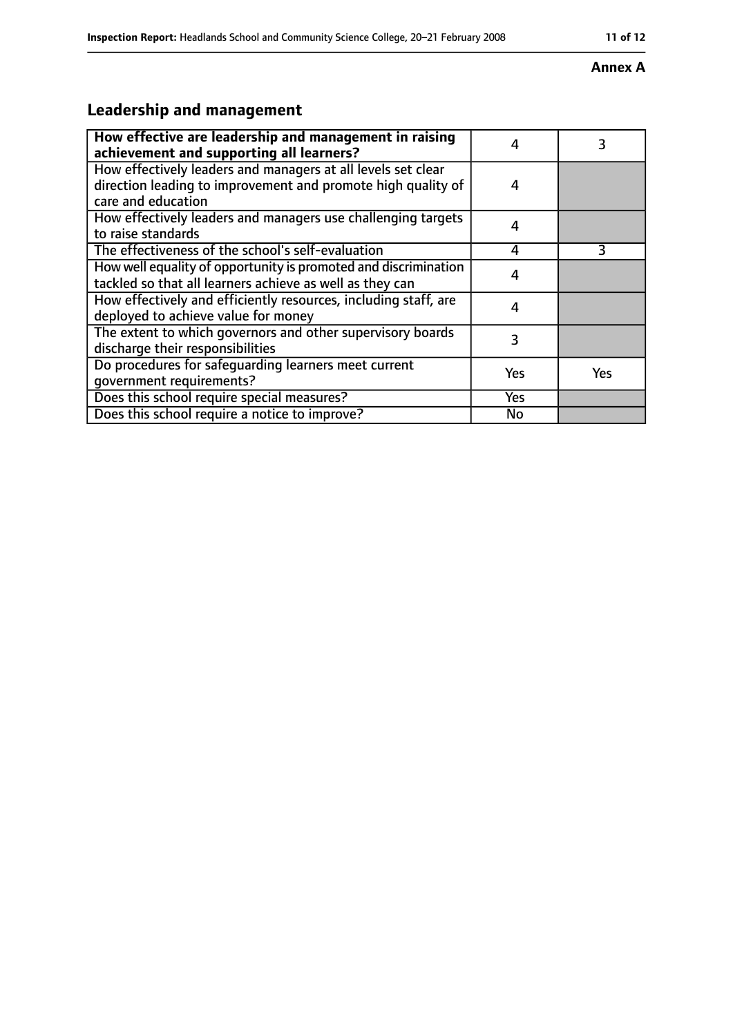**Annex A**

## Leadership and management

| How effective are leadership and management in raising achievement and supporting all learners? | 4 | 3 |
|---|---|---|
| How effectively leaders and managers at all levels set clear direction leading to improvement and promote high quality of care and education | 4 | |
| How effectively leaders and managers use challenging targets to raise standards | 4 | |
| The effectiveness of the school's self-evaluation | 4 | 3 |
| How well equality of opportunity is promoted and discrimination tackled so that all learners achieve as well as they can | 4 | |
| How effectively and efficiently resources, including staff, are deployed to achieve value for money | 4 | |
| The extent to which governors and other supervisory boards discharge their responsibilities | 3 | |
| Do procedures for safeguarding learners meet current government requirements? | Yes | Yes |
| Does this school require special measures? | Yes | |
| Does this school require a notice to improve? | No | |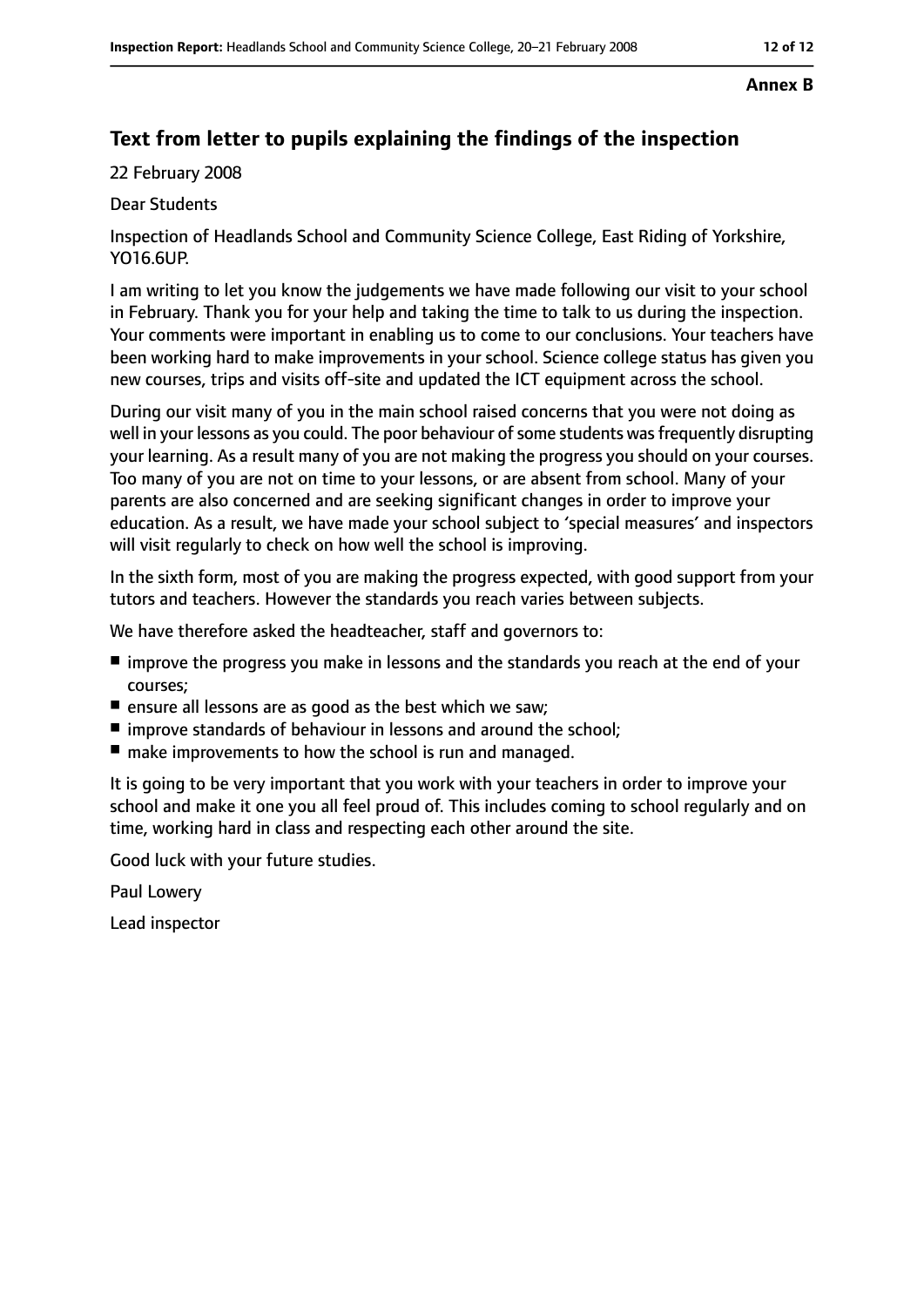**Annex B**

## Text from letter to pupils explaining the findings of the inspection

22 February 2008

Dear Students

Inspection of Headlands School and Community Science College, East Riding of Yorkshire, YO16.6UP.

I am writing to let you know the judgements we have made following our visit to your school in February. Thank you for your help and taking the time to talk to us during the inspection. Your comments were important in enabling us to come to our conclusions. Your teachers have been working hard to make improvements in your school. Science college status has given you new courses, trips and visits off-site and updated the ICT equipment across the school.

During our visit many of you in the main school raised concerns that you were not doing as well in your lessons as you could. The poor behaviour of some students was frequently disrupting your learning. As a result many of you are not making the progress you should on your courses. Too many of you are not on time to your lessons, or are absent from school. Many of your parents are also concerned and are seeking significant changes in order to improve your education. As a result, we have made your school subject to 'special measures' and inspectors will visit regularly to check on how well the school is improving.

In the sixth form, most of you are making the progress expected, with good support from your tutors and teachers. However the standards you reach varies between subjects.

We have therefore asked the headteacher, staff and governors to:

- improve the progress you make in lessons and the standards you reach at the end of your courses;
- ensure all lessons are as good as the best which we saw;
- improve standards of behaviour in lessons and around the school;
- make improvements to how the school is run and managed.

It is going to be very important that you work with your teachers in order to improve your school and make it one you all feel proud of. This includes coming to school regularly and on time, working hard in class and respecting each other around the site.

Good luck with your future studies.

Paul Lowery

Lead inspector